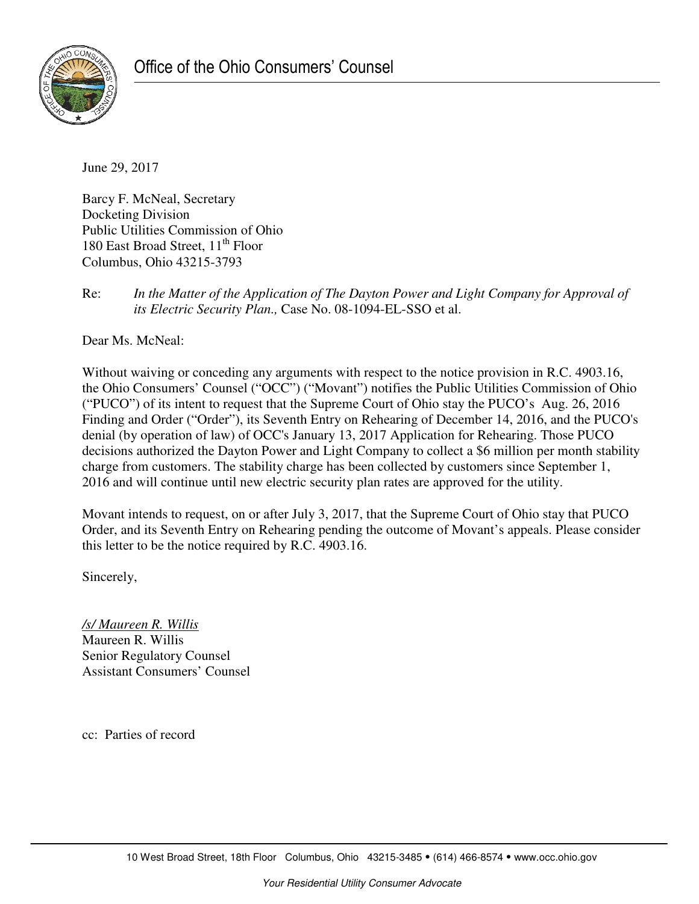# Office of the Ohio Consumers' Counsel

June 29, 2017

Barcy F. McNeal, Secretary
Docketing Division
Public Utilities Commission of Ohio
180 East Broad Street, 11th Floor
Columbus, Ohio 43215-3793

Re: *In the Matter of the Application of The Dayton Power and Light Company for Approval of its Electric Security Plan.,* Case No. 08-1094-EL-SSO et al.

Dear Ms. McNeal:

Without waiving or conceding any arguments with respect to the notice provision in R.C. 4903.16, the Ohio Consumers' Counsel ("OCC") ("Movant") notifies the Public Utilities Commission of Ohio ("PUCO") of its intent to request that the Supreme Court of Ohio stay the PUCO's Aug. 26, 2016 Finding and Order ("Order"), its Seventh Entry on Rehearing of December 14, 2016, and the PUCO's denial (by operation of law) of OCC's January 13, 2017 Application for Rehearing. Those PUCO decisions authorized the Dayton Power and Light Company to collect a $6 million per month stability charge from customers. The stability charge has been collected by customers since September 1, 2016 and will continue until new electric security plan rates are approved for the utility.

Movant intends to request, on or after July 3, 2017, that the Supreme Court of Ohio stay that PUCO Order, and its Seventh Entry on Rehearing pending the outcome of Movant's appeals. Please consider this letter to be the notice required by R.C. 4903.16.

Sincerely,

*/s/ Maureen R. Willis*
Maureen R. Willis
Senior Regulatory Counsel
Assistant Consumers' Counsel

cc: Parties of record

10 West Broad Street, 18th Floor Columbus, Ohio 43215-3485 • (614) 466-8574 • www.occ.ohio.gov

*Your Residential Utility Consumer Advocate*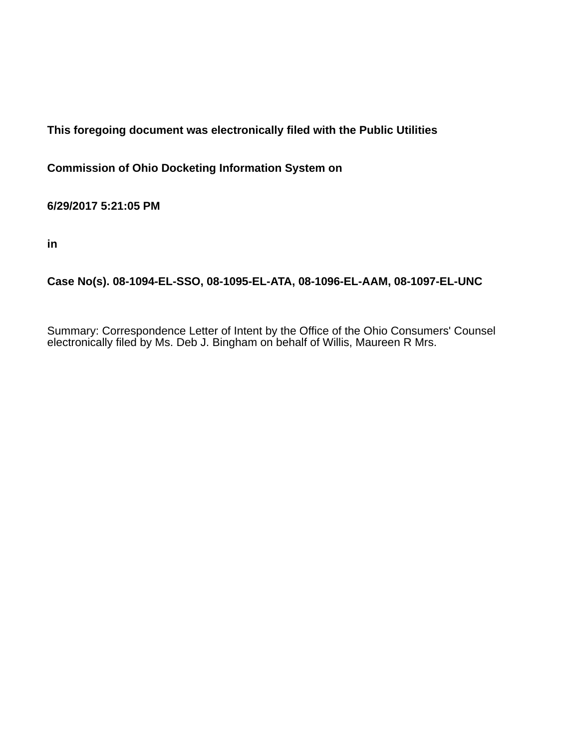**This foregoing document was electronically filed with the Public Utilities**

**Commission of Ohio Docketing Information System on**

**6/29/2017 5:21:05 PM**

**in**

**Case No(s). 08-1094-EL-SSO, 08-1095-EL-ATA, 08-1096-EL-AAM, 08-1097-EL-UNC**

Summary: Correspondence Letter of Intent by the Office of the Ohio Consumers' Counsel electronically filed by Ms. Deb J. Bingham on behalf of Willis, Maureen R Mrs.